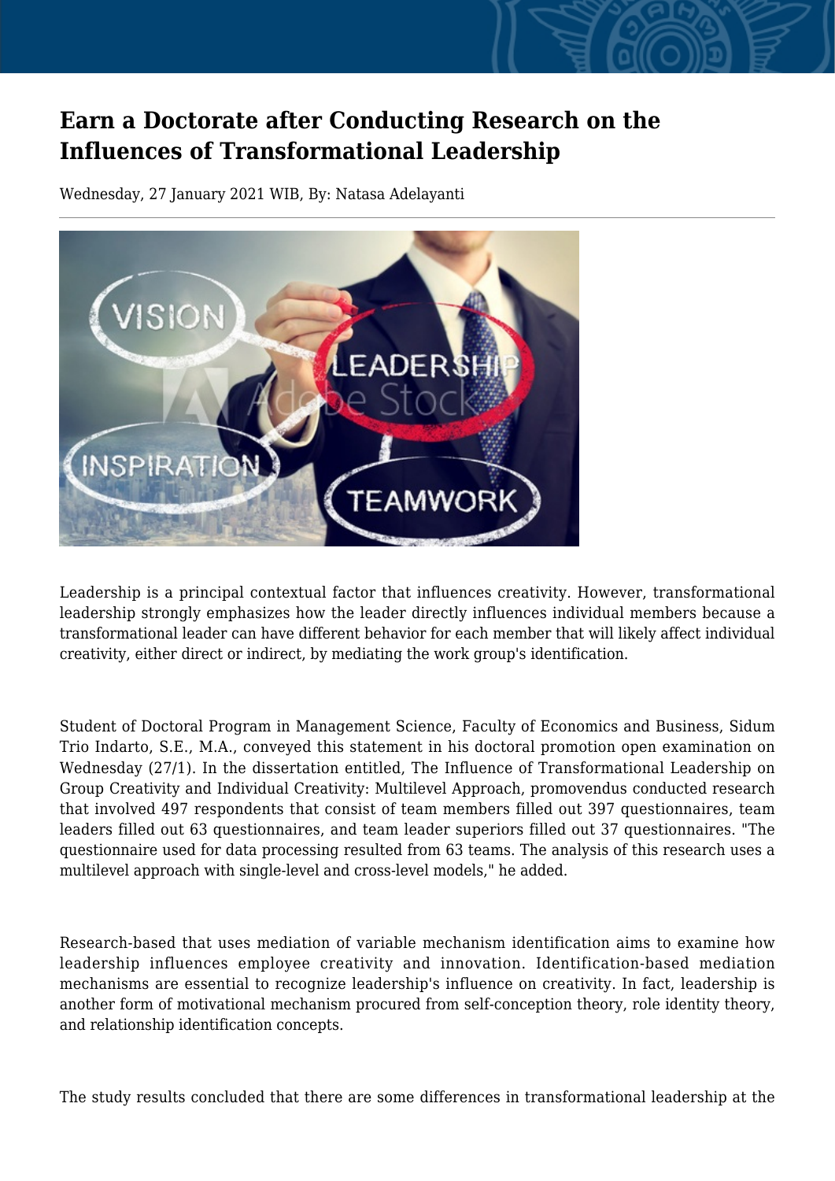# Earn a Doctorate after Conducting Research on the Influences of Transformational Leadership

Wednesday, 27 January 2021 WIB, By: Natasa Adelayanti

Leadership is a principal contextual factor that influences creativity. However, transformational leadership strongly emphasizes how the leader directly influences individual members because a transformational leader can have different behavior for each member that will likely affect individual creativity, either direct or indirect, by mediating the work group's identification.

Student of Doctoral Program in Management Science, Faculty of Economics and Business, Sidum Trio Indarto, S.E., M.A., conveyed this statement in his doctoral promotion open examination on Wednesday (27/1). In the dissertation entitled, The Influence of Transformational Leadership on Group Creativity and Individual Creativity: Multilevel Approach, promovendus conducted research that involved 497 respondents that consist of team members filled out 397 questionnaires, team leaders filled out 63 questionnaires, and team leader superiors filled out 37 questionnaires. "The questionnaire used for data processing resulted from 63 teams. The analysis of this research uses a multilevel approach with single-level and cross-level models," he added.

Research-based that uses mediation of variable mechanism identification aims to examine how leadership influences employee creativity and innovation. Identification-based mediation mechanisms are essential to recognize leadership's influence on creativity. In fact, leadership is another form of motivational mechanism procured from self-conception theory, role identity theory, and relationship identification concepts.

The study results concluded that there are some differences in transformational leadership at the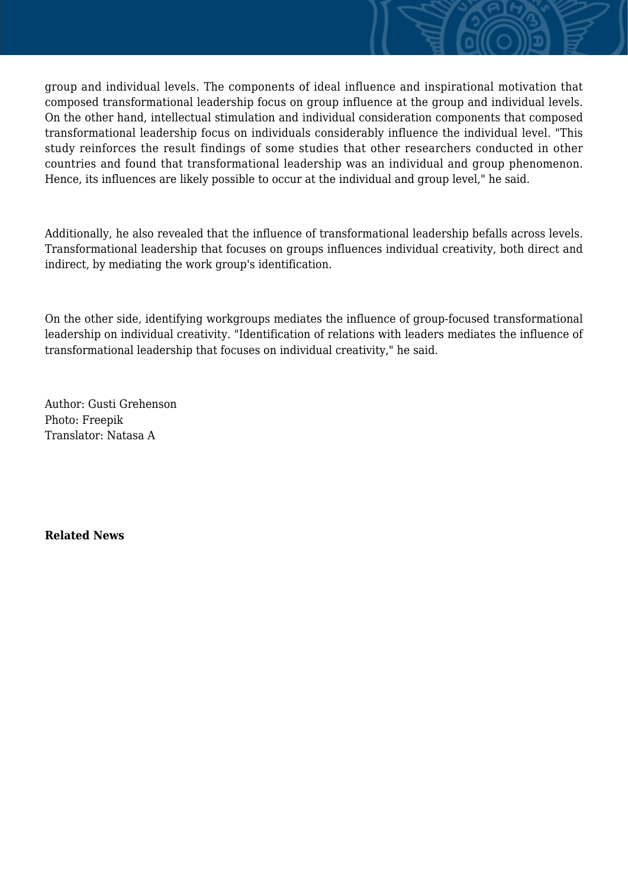group and individual levels. The components of ideal influence and inspirational motivation that composed transformational leadership focus on group influence at the group and individual levels. On the other hand, intellectual stimulation and individual consideration components that composed transformational leadership focus on individuals considerably influence the individual level. "This study reinforces the result findings of some studies that other researchers conducted in other countries and found that transformational leadership was an individual and group phenomenon. Hence, its influences are likely possible to occur at the individual and group level," he said.

Additionally, he also revealed that the influence of transformational leadership befalls across levels. Transformational leadership that focuses on groups influences individual creativity, both direct and indirect, by mediating the work group's identification.

On the other side, identifying workgroups mediates the influence of group-focused transformational leadership on individual creativity. "Identification of relations with leaders mediates the influence of transformational leadership that focuses on individual creativity," he said.

Author: Gusti Grehenson
Photo: Freepik
Translator: Natasa A

**Related News**